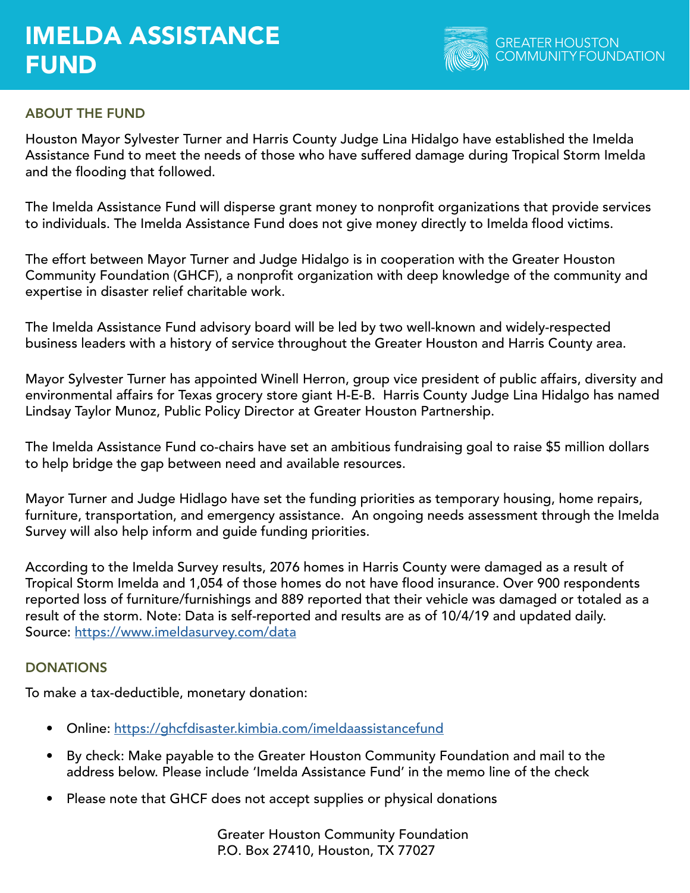# IMELDA ASSISTANCE FUND

GREATER HOUSTON COMMUNITY FOUNDATION

## ABOUT THE FUND

Houston Mayor Sylvester Turner and Harris County Judge Lina Hidalgo have established the Imelda Assistance Fund to meet the needs of those who have suffered damage during Tropical Storm Imelda and the flooding that followed.

The Imelda Assistance Fund will disperse grant money to nonprofit organizations that provide services to individuals. The Imelda Assistance Fund does not give money directly to Imelda flood victims.

The effort between Mayor Turner and Judge Hidalgo is in cooperation with the Greater Houston Community Foundation (GHCF), a nonprofit organization with deep knowledge of the community and expertise in disaster relief charitable work.

The Imelda Assistance Fund advisory board will be led by two well-known and widely-respected business leaders with a history of service throughout the Greater Houston and Harris County area.

Mayor Sylvester Turner has appointed Winell Herron, group vice president of public affairs, diversity and environmental affairs for Texas grocery store giant H-E-B. Harris County Judge Lina Hidalgo has named Lindsay Taylor Munoz, Public Policy Director at Greater Houston Partnership.

The Imelda Assistance Fund co-chairs have set an ambitious fundraising goal to raise $5 million dollars to help bridge the gap between need and available resources.

Mayor Turner and Judge Hidlago have set the funding priorities as temporary housing, home repairs, furniture, transportation, and emergency assistance. An ongoing needs assessment through the Imelda Survey will also help inform and guide funding priorities.

According to the Imelda Survey results, 2076 homes in Harris County were damaged as a result of Tropical Storm Imelda and 1,054 of those homes do not have flood insurance. Over 900 respondents reported loss of furniture/furnishings and 889 reported that their vehicle was damaged or totaled as a result of the storm. Note: Data is self-reported and results are as of 10/4/19 and updated daily. Source: https://www.imeldasurvey.com/data

## DONATIONS

To make a tax-deductible, monetary donation:

- Online: https://ghcfdisaster.kimbia.com/imeldaassistancefund
- By check: Make payable to the Greater Houston Community Foundation and mail to the address below. Please include 'Imelda Assistance Fund' in the memo line of the check
- Please note that GHCF does not accept supplies or physical donations

Greater Houston Community Foundation
P.O. Box 27410, Houston, TX 77027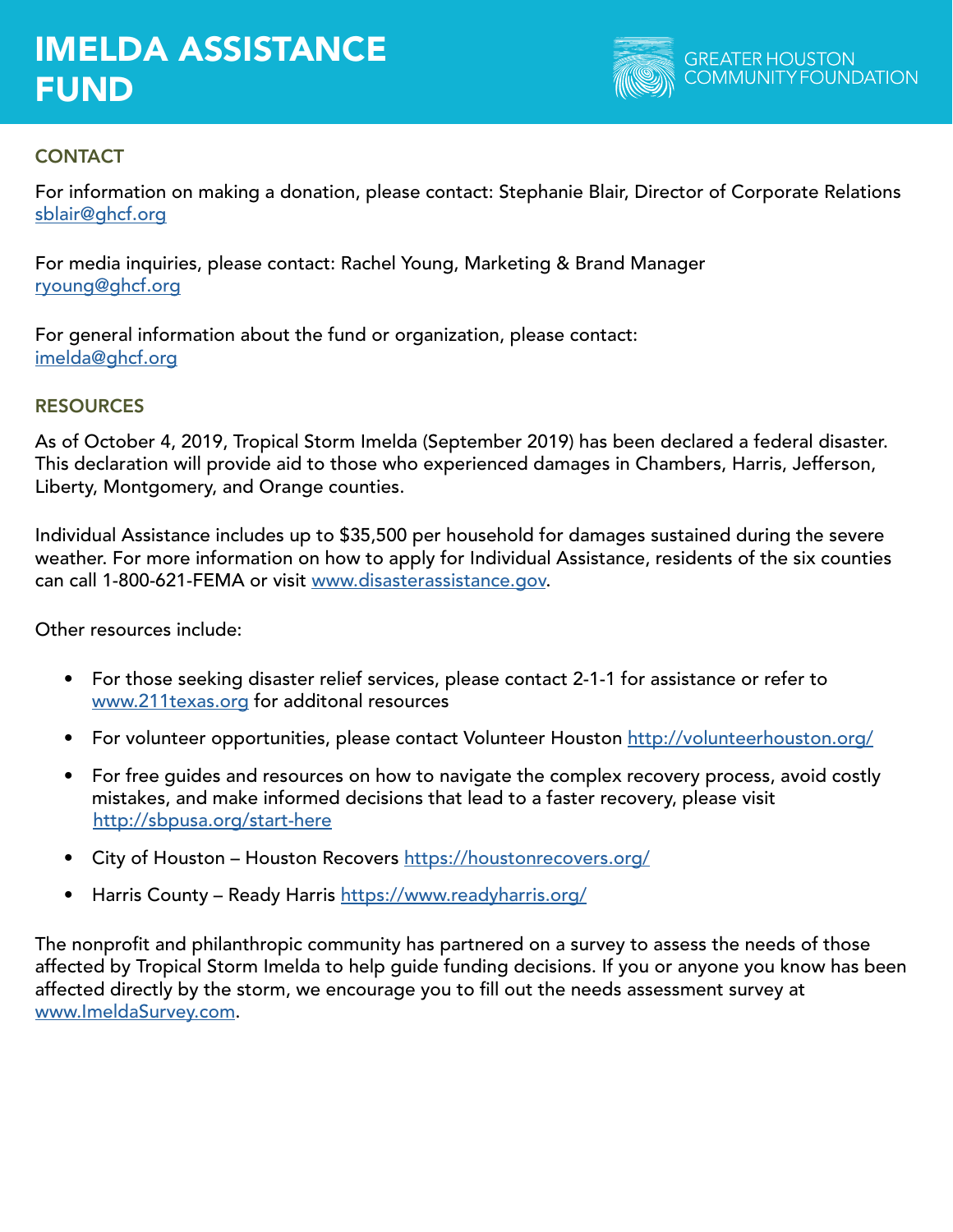# IMELDA ASSISTANCE FUND

GREATER HOUSTON COMMUNITY FOUNDATION

## CONTACT

For information on making a donation, please contact: Stephanie Blair, Director of Corporate Relations
sblair@ghcf.org

For media inquiries, please contact: Rachel Young, Marketing & Brand Manager
ryoung@ghcf.org

For general information about the fund or organization, please contact:
imelda@ghcf.org

## RESOURCES

As of October 4, 2019, Tropical Storm Imelda (September 2019) has been declared a federal disaster. This declaration will provide aid to those who experienced damages in Chambers, Harris, Jefferson, Liberty, Montgomery, and Orange counties.

Individual Assistance includes up to $35,500 per household for damages sustained during the severe weather. For more information on how to apply for Individual Assistance, residents of the six counties can call 1-800-621-FEMA or visit www.disasterassistance.gov.

Other resources include:

- For those seeking disaster relief services, please contact 2-1-1 for assistance or refer to www.211texas.org for additonal resources
- For volunteer opportunities, please contact Volunteer Houston http://volunteerhouston.org/
- For free guides and resources on how to navigate the complex recovery process, avoid costly mistakes, and make informed decisions that lead to a faster recovery, please visit http://sbpusa.org/start-here
- City of Houston – Houston Recovers https://houstonrecovers.org/
- Harris County – Ready Harris https://www.readyharris.org/

The nonprofit and philanthropic community has partnered on a survey to assess the needs of those affected by Tropical Storm Imelda to help guide funding decisions. If you or anyone you know has been affected directly by the storm, we encourage you to fill out the needs assessment survey at www.ImeldaSurvey.com.